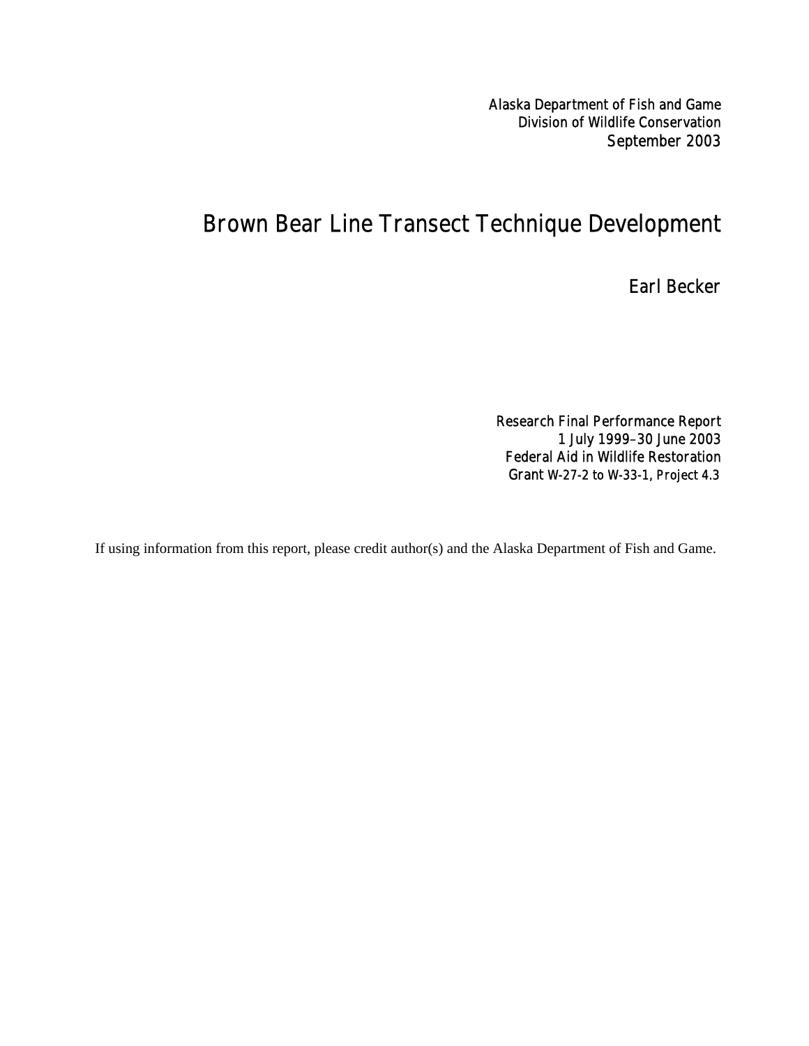Alaska Department of Fish and Game
Division of Wildlife Conservation
September 2003

# Brown Bear Line Transect Technique Development

Earl Becker

Research Final Performance Report
1 July 1999–30 June 2003
Federal Aid in Wildlife Restoration
Grant W-27-2 to W-33-1, Project 4.3

If using information from this report, please credit author(s) and the Alaska Department of Fish and Game.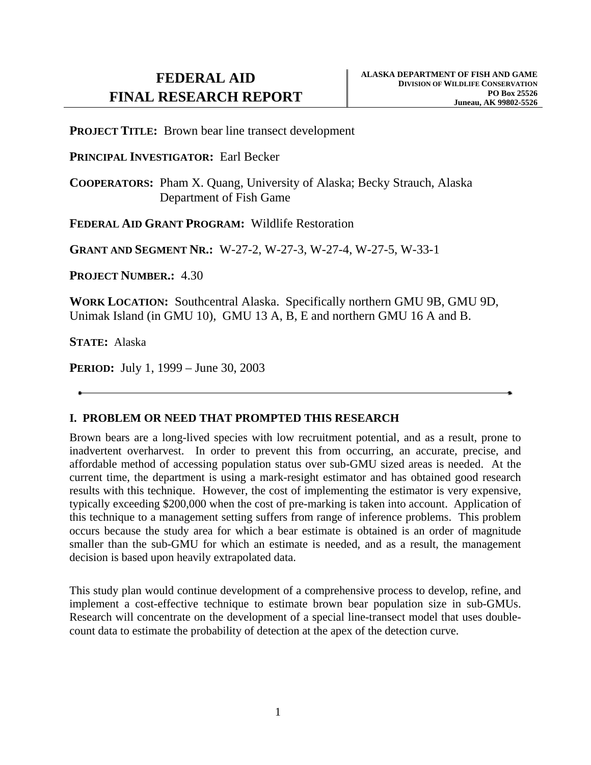# FEDERAL AID FINAL RESEARCH REPORT

**ALASKA DEPARTMENT OF FISH AND GAME**
**DIVISION OF WILDLIFE CONSERVATION**
**PO Box 25526**
**Juneau, AK 99802-5526**

**PROJECT TITLE:** Brown bear line transect development

**PRINCIPAL INVESTIGATOR:** Earl Becker

**COOPERATORS:** Pham X. Quang, University of Alaska; Becky Strauch, Alaska Department of Fish Game

**FEDERAL AID GRANT PROGRAM:** Wildlife Restoration

**GRANT AND SEGMENT NR.:** W-27-2, W-27-3, W-27-4, W-27-5, W-33-1

**PROJECT NUMBER.:** 4.30

**WORK LOCATION:** Southcentral Alaska. Specifically northern GMU 9B, GMU 9D, Unimak Island (in GMU 10), GMU 13 A, B, E and northern GMU 16 A and B.

**STATE:** Alaska

**PERIOD:** July 1, 1999 – June 30, 2003

---

## I. PROBLEM OR NEED THAT PROMPTED THIS RESEARCH

Brown bears are a long-lived species with low recruitment potential, and as a result, prone to inadvertent overharvest. In order to prevent this from occurring, an accurate, precise, and affordable method of accessing population status over sub-GMU sized areas is needed. At the current time, the department is using a mark-resight estimator and has obtained good research results with this technique. However, the cost of implementing the estimator is very expensive, typically exceeding $200,000 when the cost of pre-marking is taken into account. Application of this technique to a management setting suffers from range of inference problems. This problem occurs because the study area for which a bear estimate is obtained is an order of magnitude smaller than the sub-GMU for which an estimate is needed, and as a result, the management decision is based upon heavily extrapolated data.

This study plan would continue development of a comprehensive process to develop, refine, and implement a cost-effective technique to estimate brown bear population size in sub-GMUs. Research will concentrate on the development of a special line-transect model that uses double-count data to estimate the probability of detection at the apex of the detection curve.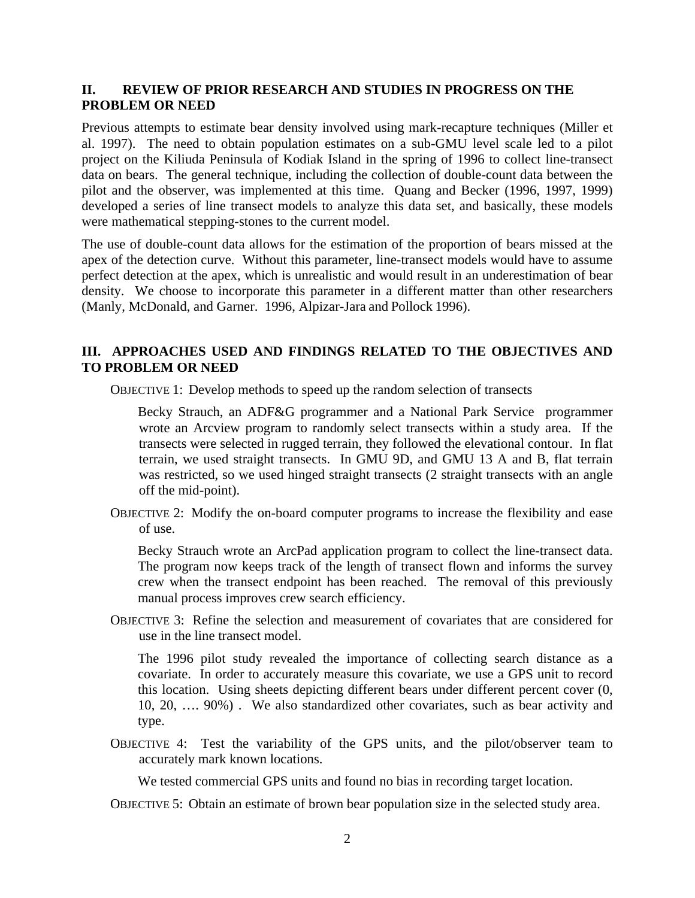## II. REVIEW OF PRIOR RESEARCH AND STUDIES IN PROGRESS ON THE PROBLEM OR NEED

Previous attempts to estimate bear density involved using mark-recapture techniques (Miller et al. 1997). The need to obtain population estimates on a sub-GMU level scale led to a pilot project on the Kiliuda Peninsula of Kodiak Island in the spring of 1996 to collect line-transect data on bears. The general technique, including the collection of double-count data between the pilot and the observer, was implemented at this time. Quang and Becker (1996, 1997, 1999) developed a series of line transect models to analyze this data set, and basically, these models were mathematical stepping-stones to the current model.

The use of double-count data allows for the estimation of the proportion of bears missed at the apex of the detection curve. Without this parameter, line-transect models would have to assume perfect detection at the apex, which is unrealistic and would result in an underestimation of bear density. We choose to incorporate this parameter in a different matter than other researchers (Manly, McDonald, and Garner. 1996, Alpizar-Jara and Pollock 1996).

## III. APPROACHES USED AND FINDINGS RELATED TO THE OBJECTIVES AND TO PROBLEM OR NEED

OBJECTIVE 1: Develop methods to speed up the random selection of transects

Becky Strauch, an ADF&G programmer and a National Park Service programmer wrote an Arcview program to randomly select transects within a study area. If the transects were selected in rugged terrain, they followed the elevational contour. In flat terrain, we used straight transects. In GMU 9D, and GMU 13 A and B, flat terrain was restricted, so we used hinged straight transects (2 straight transects with an angle off the mid-point).

OBJECTIVE 2: Modify the on-board computer programs to increase the flexibility and ease of use.

Becky Strauch wrote an ArcPad application program to collect the line-transect data. The program now keeps track of the length of transect flown and informs the survey crew when the transect endpoint has been reached. The removal of this previously manual process improves crew search efficiency.

OBJECTIVE 3: Refine the selection and measurement of covariates that are considered for use in the line transect model.

The 1996 pilot study revealed the importance of collecting search distance as a covariate. In order to accurately measure this covariate, we use a GPS unit to record this location. Using sheets depicting different bears under different percent cover (0, 10, 20, …. 90%) . We also standardized other covariates, such as bear activity and type.

OBJECTIVE 4: Test the variability of the GPS units, and the pilot/observer team to accurately mark known locations.

We tested commercial GPS units and found no bias in recording target location.

OBJECTIVE 5: Obtain an estimate of brown bear population size in the selected study area.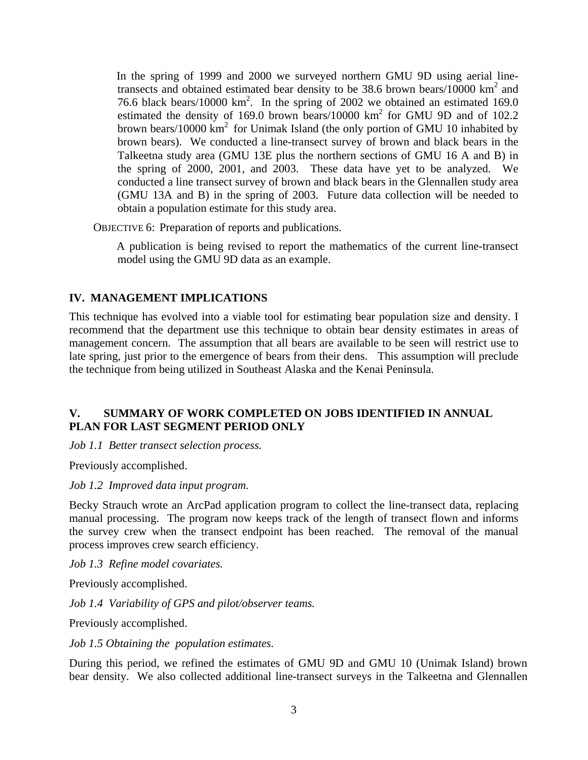In the spring of 1999 and 2000 we surveyed northern GMU 9D using aerial line-transects and obtained estimated bear density to be 38.6 brown bears/10000 $km^2$ and 76.6 black bears/10000 $km^2$. In the spring of 2002 we obtained an estimated 169.0 estimated the density of 169.0 brown bears/10000 $km^2$ for GMU 9D and of 102.2 brown bears/10000 $km^2$ for Unimak Island (the only portion of GMU 10 inhabited by brown bears). We conducted a line-transect survey of brown and black bears in the Talkeetna study area (GMU 13E plus the northern sections of GMU 16 A and B) in the spring of 2000, 2001, and 2003. These data have yet to be analyzed. We conducted a line transect survey of brown and black bears in the Glennallen study area (GMU 13A and B) in the spring of 2003. Future data collection will be needed to obtain a population estimate for this study area.

OBJECTIVE 6: Preparation of reports and publications.

A publication is being revised to report the mathematics of the current line-transect model using the GMU 9D data as an example.

## IV. MANAGEMENT IMPLICATIONS

This technique has evolved into a viable tool for estimating bear population size and density. I recommend that the department use this technique to obtain bear density estimates in areas of management concern. The assumption that all bears are available to be seen will restrict use to late spring, just prior to the emergence of bears from their dens. This assumption will preclude the technique from being utilized in Southeast Alaska and the Kenai Peninsula.

## V. SUMMARY OF WORK COMPLETED ON JOBS IDENTIFIED IN ANNUAL PLAN FOR LAST SEGMENT PERIOD ONLY

*Job 1.1 Better transect selection process.*

Previously accomplished.

*Job 1.2 Improved data input program.*

Becky Strauch wrote an ArcPad application program to collect the line-transect data, replacing manual processing. The program now keeps track of the length of transect flown and informs the survey crew when the transect endpoint has been reached. The removal of the manual process improves crew search efficiency.

*Job 1.3 Refine model covariates.*

Previously accomplished.

*Job 1.4 Variability of GPS and pilot/observer teams.*

Previously accomplished.

*Job 1.5 Obtaining the population estimates.*

During this period, we refined the estimates of GMU 9D and GMU 10 (Unimak Island) brown bear density. We also collected additional line-transect surveys in the Talkeetna and Glennallen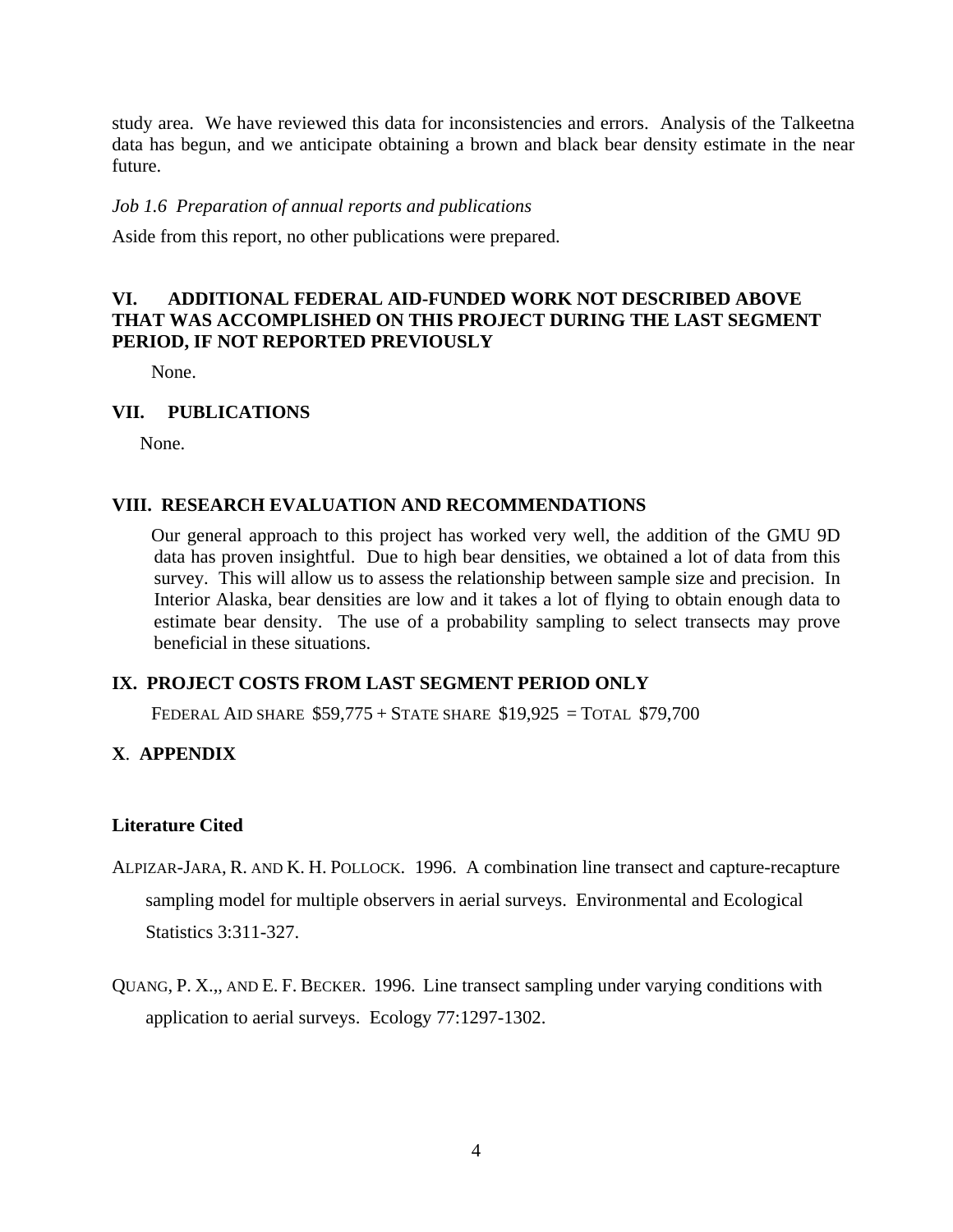study area. We have reviewed this data for inconsistencies and errors. Analysis of the Talkeetna data has begun, and we anticipate obtaining a brown and black bear density estimate in the near future.

*Job 1.6 Preparation of annual reports and publications*

Aside from this report, no other publications were prepared.

## VI. ADDITIONAL FEDERAL AID-FUNDED WORK NOT DESCRIBED ABOVE THAT WAS ACCOMPLISHED ON THIS PROJECT DURING THE LAST SEGMENT PERIOD, IF NOT REPORTED PREVIOUSLY

None.

## VII. PUBLICATIONS

None.

## VIII. RESEARCH EVALUATION AND RECOMMENDATIONS

Our general approach to this project has worked very well, the addition of the GMU 9D data has proven insightful. Due to high bear densities, we obtained a lot of data from this survey. This will allow us to assess the relationship between sample size and precision. In Interior Alaska, bear densities are low and it takes a lot of flying to obtain enough data to estimate bear density. The use of a probability sampling to select transects may prove beneficial in these situations.

## IX. PROJECT COSTS FROM LAST SEGMENT PERIOD ONLY

FEDERAL AID SHARE $59,775 + STATE SHARE $19,925 = TOTAL $79,700

## X. APPENDIX

### Literature Cited

ALPIZAR-JARA, R. AND K. H. POLLOCK. 1996. A combination line transect and capture-recapture sampling model for multiple observers in aerial surveys. Environmental and Ecological Statistics 3:311-327.

QUANG, P. X.,, AND E. F. BECKER. 1996. Line transect sampling under varying conditions with application to aerial surveys. Ecology 77:1297-1302.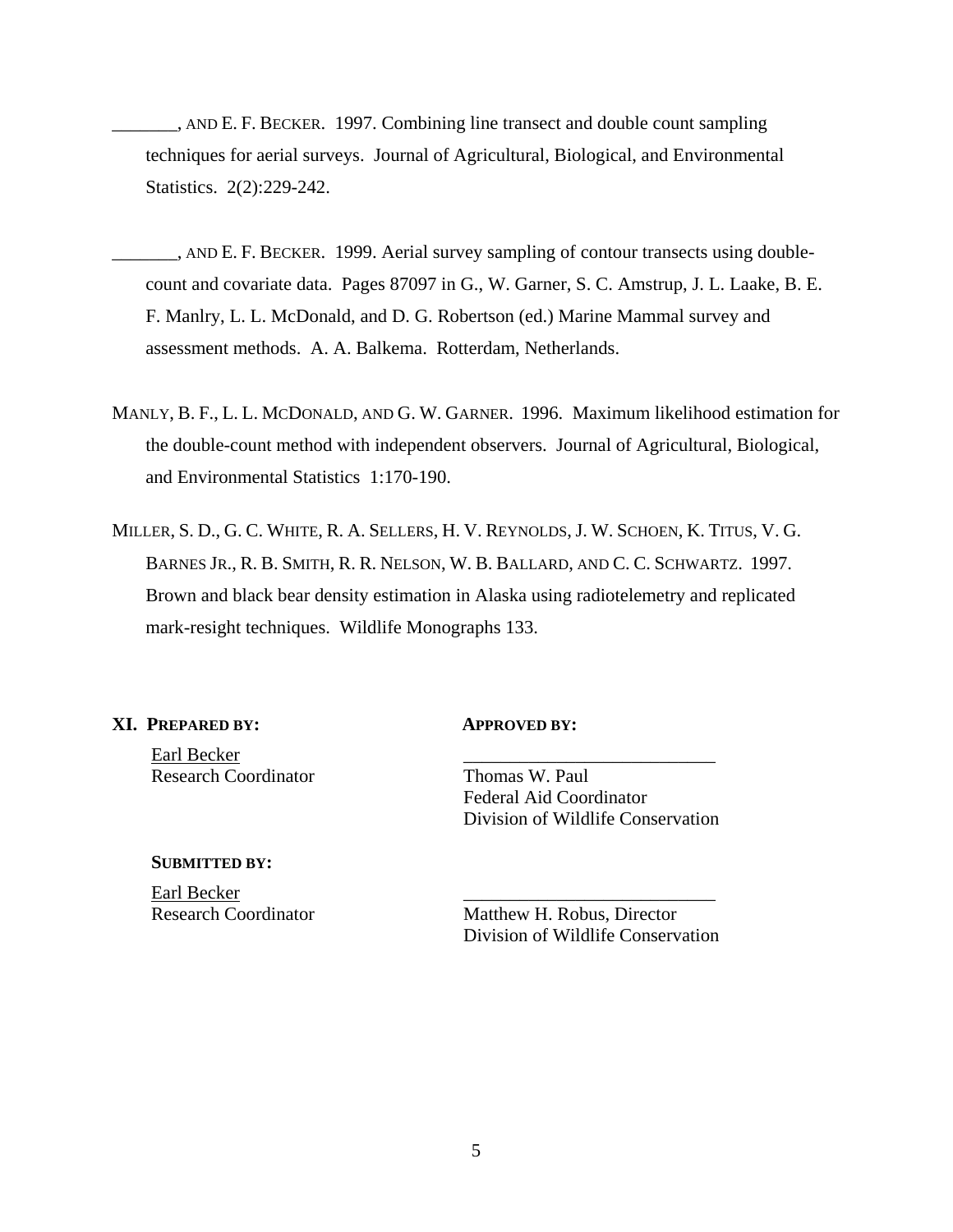_______, AND E. F. BECKER. 1997. Combining line transect and double count sampling techniques for aerial surveys. Journal of Agricultural, Biological, and Environmental Statistics. 2(2):229-242.

_______, AND E. F. BECKER. 1999. Aerial survey sampling of contour transects using double-count and covariate data. Pages 87097 in G., W. Garner, S. C. Amstrup, J. L. Laake, B. E. F. Manlry, L. L. McDonald, and D. G. Robertson (ed.) Marine Mammal survey and assessment methods. A. A. Balkema. Rotterdam, Netherlands.

MANLY, B. F., L. L. MCDONALD, AND G. W. GARNER. 1996. Maximum likelihood estimation for the double-count method with independent observers. Journal of Agricultural, Biological, and Environmental Statistics 1:170-190.

MILLER, S. D., G. C. WHITE, R. A. SELLERS, H. V. REYNOLDS, J. W. SCHOEN, K. TITUS, V. G. BARNES JR., R. B. SMITH, R. R. NELSON, W. B. BALLARD, AND C. C. SCHWARTZ. 1997. Brown and black bear density estimation in Alaska using radiotelemetry and replicated mark-resight techniques. Wildlife Monographs 133.

## XI. PREPARED BY:

Earl Becker
Research Coordinator

**APPROVED BY:**

___________________________
Thomas W. Paul
Federal Aid Coordinator
Division of Wildlife Conservation

**SUBMITTED BY:**

Earl Becker
Research Coordinator

___________________________
Matthew H. Robus, Director
Division of Wildlife Conservation